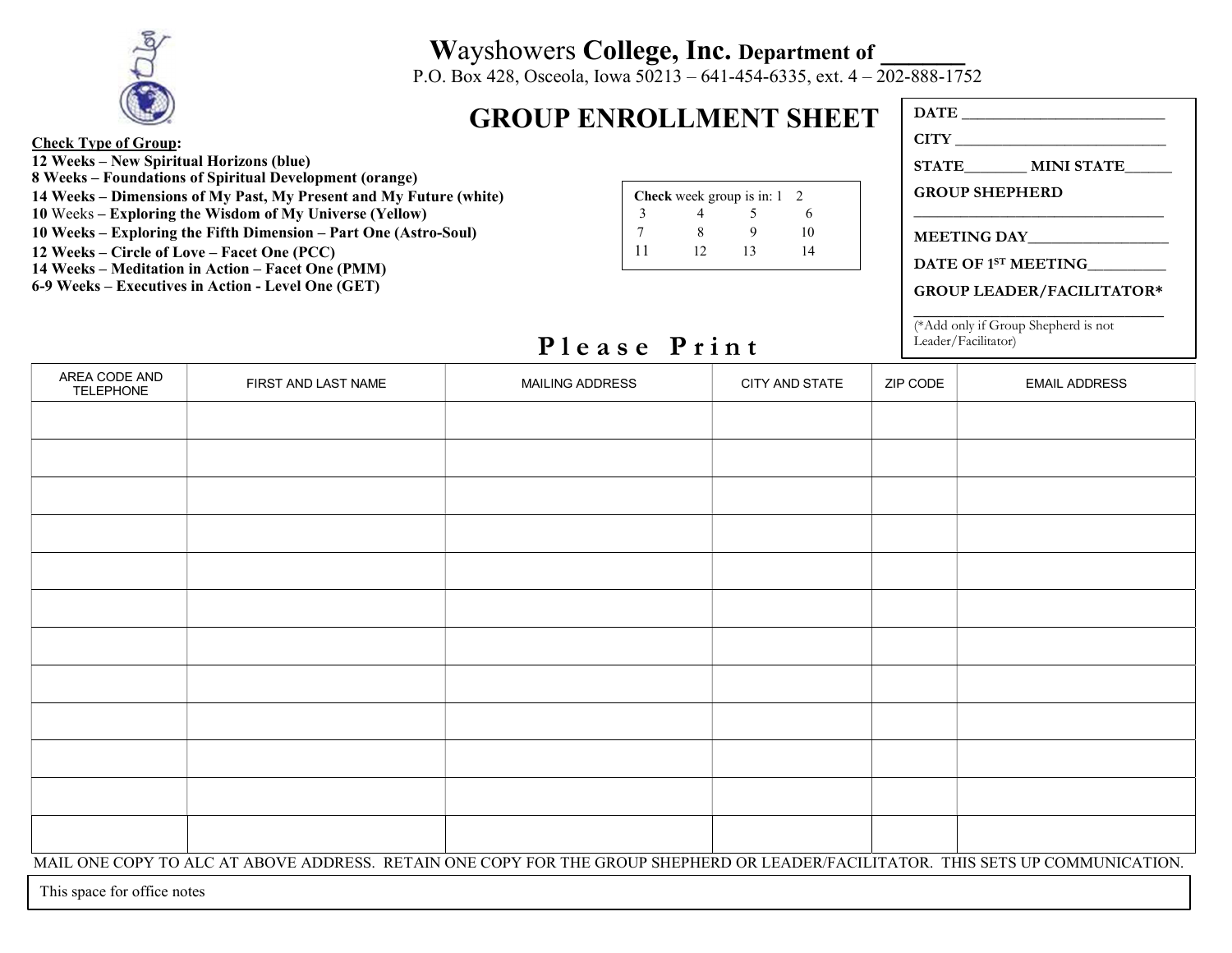# Wayshowers College, Inc. Department of _______

P.O. Box 428, Osceola, Iowa 50213 – 641-454-6335, ext. 4 – 202-888-1752

## GROUP ENROLLMENT SHEET

DATE ___________________________

CITY ___________________________

STATE________ MINI STATE______

GROUP SHEPHERD

___________________________________

MEETING DAY___________________

DATE OF 1ST MEETING__________

GROUP LEADER/FACILITATOR*

___________________________________

(*Add only if Group Shepherd is not Leader/Facilitator)

**Check Type of Group:**

**12 Weeks – New Spiritual Horizons (blue)**
**8 Weeks – Foundations of Spiritual Development (orange)**
**14 Weeks – Dimensions of My Past, My Present and My Future (white)**
**10** Weeks **– Exploring the Wisdom of My Universe (Yellow)**
**10 Weeks – Exploring the Fifth Dimension – Part One (Astro-Soul)**
**12 Weeks – Circle of Love – Facet One (PCC)**
**14 Weeks – Meditation in Action – Facet One (PMM)**
**6-9 Weeks – Executives in Action - Level One (GET)**

**Check** week group is in: 1 2
3 4 5 6
7 8 9 10
11 12 13 14

**Please Print**

| AREA CODE AND TELEPHONE | FIRST AND LAST NAME | MAILING ADDRESS | CITY AND STATE | ZIP CODE | EMAIL ADDRESS |
|---|---|---|---|---|---|
| | | | | | |
| | | | | | |
| | | | | | |
| | | | | | |
| | | | | | |
| | | | | | |
| | | | | | |
| | | | | | |
| | | | | | |
| | | | | | |
| | | | | | |
| | | | | | |

MAIL ONE COPY TO ALC AT ABOVE ADDRESS. RETAIN ONE COPY FOR THE GROUP SHEPHERD OR LEADER/FACILITATOR. THIS SETS UP COMMUNICATION.

This space for office notes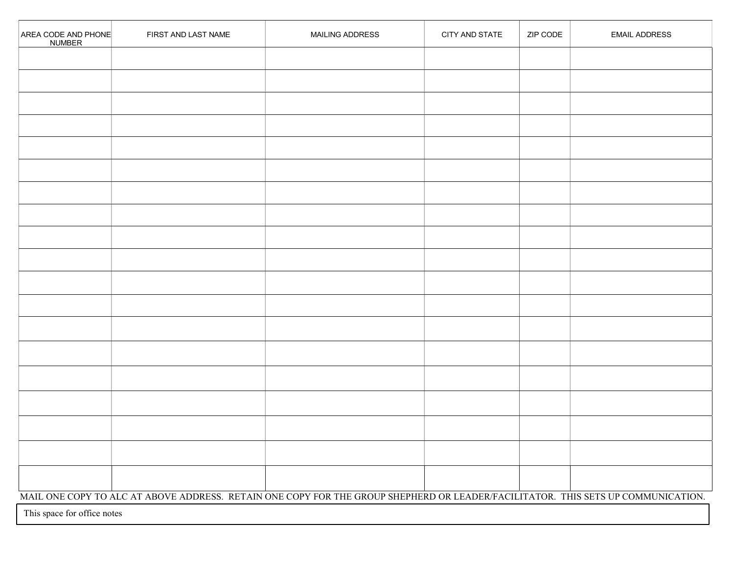| AREA CODE AND PHONE NUMBER | FIRST AND LAST NAME | MAILING ADDRESS | CITY AND STATE | ZIP CODE | EMAIL ADDRESS |
|---|---|---|---|---|---|
| | | | | | |
| | | | | | |
| | | | | | |
| | | | | | |
| | | | | | |
| | | | | | |
| | | | | | |
| | | | | | |
| | | | | | |
| | | | | | |
| | | | | | |
| | | | | | |
| | | | | | |
| | | | | | |
| | | | | | |
| | | | | | |
| | | | | | |
| | | | | | |
| | | | | | |

MAIL ONE COPY TO ALC AT ABOVE ADDRESS. RETAIN ONE COPY FOR THE GROUP SHEPHERD OR LEADER/FACILITATOR. THIS SETS UP COMMUNICATION.

This space for office notes